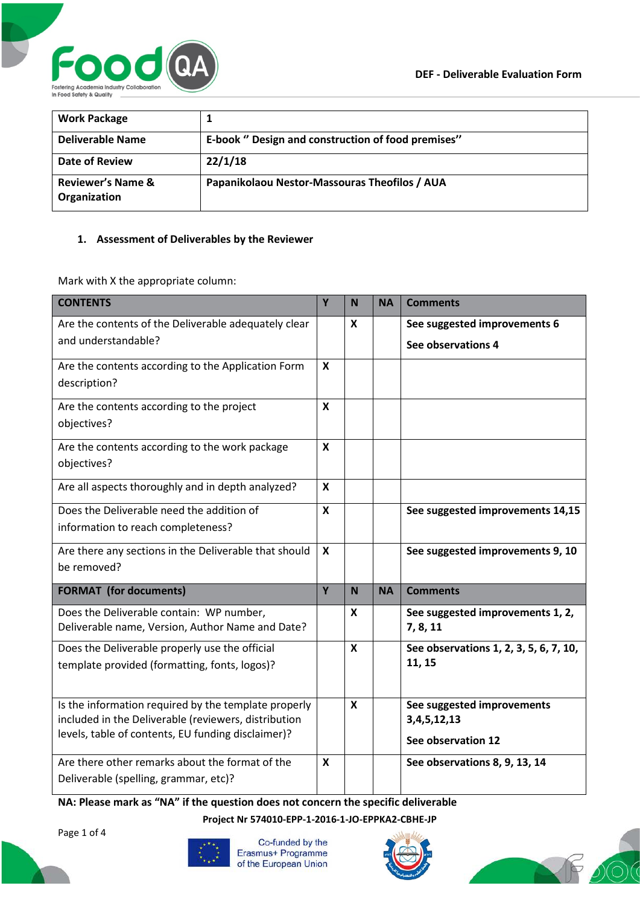DEF - Deliverable Evaluation Form

| Work Package | 1 |
|---|---|
| Deliverable Name | E-book '' Design and construction of food premises'' |
| Date of Review | 22/1/18 |
| Reviewer's Name & Organization | Papanikolaou Nestor-Massouras Theofilos / AUA |

## 1. Assessment of Deliverables by the Reviewer

Mark with X the appropriate column:

| CONTENTS | Y | N | NA | Comments |
|---|---|---|---|---|
| Are the contents of the Deliverable adequately clear and understandable? | | X | | See suggested improvements 6<br>See observations 4 |
| Are the contents according to the Application Form description? | X | | | |
| Are the contents according to the project objectives? | X | | | |
| Are the contents according to the work package objectives? | X | | | |
| Are all aspects thoroughly and in depth analyzed? | X | | | |
| Does the Deliverable need the addition of information to reach completeness? | X | | | See suggested improvements 14,15 |
| Are there any sections in the Deliverable that should be removed? | X | | | See suggested improvements 9, 10 |
| **FORMAT (for documents)** | **Y** | **N** | **NA** | **Comments** |
| Does the Deliverable contain: WP number, Deliverable name, Version, Author Name and Date? | | X | | See suggested improvements 1, 2, 7, 8, 11 |
| Does the Deliverable properly use the official template provided (formatting, fonts, logos)? | | X | | See observations 1, 2, 3, 5, 6, 7, 10, 11, 15 |
| Is the information required by the template properly included in the Deliverable (reviewers, distribution levels, table of contents, EU funding disclaimer)? | | X | | See suggested improvements 3,4,5,12,13<br>See observation 12 |
| Are there other remarks about the format of the Deliverable (spelling, grammar, etc)? | X | | | See observations 8, 9, 13, 14 |

**NA: Please mark as "NA" if the question does not concern the specific deliverable**

**Project Nr 574010-EPP-1-2016-1-JO-EPPKA2-CBHE-JP**

Co-funded by the Erasmus+ Programme of the European Union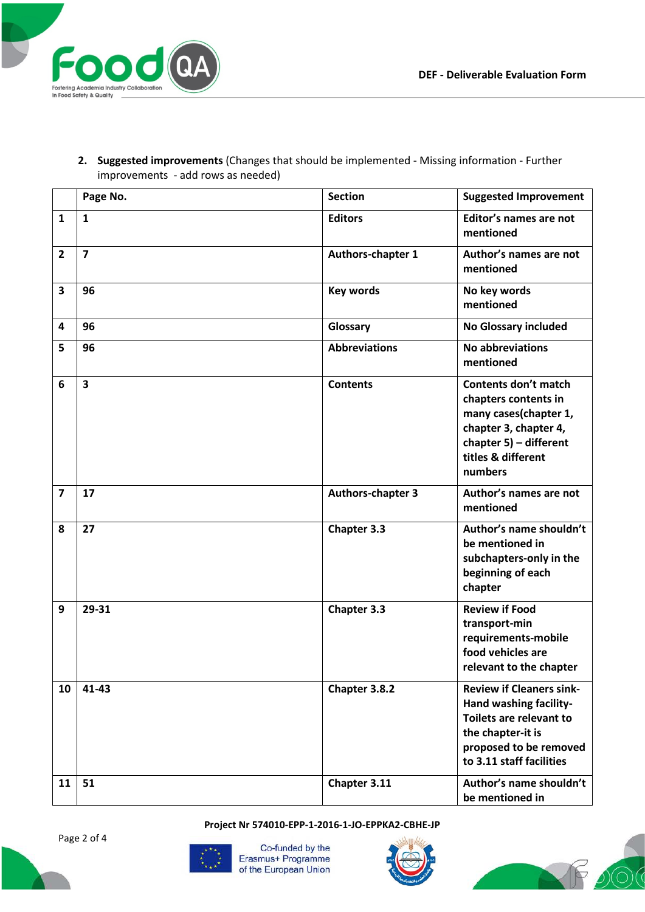2. **Suggested improvements** (Changes that should be implemented - Missing information - Further improvements - add rows as needed)

| | Page No. | Section | Suggested Improvement |
|---|---|---|---|
| **1** | **1** | **Editors** | **Editor's names are not mentioned** |
| **2** | **7** | **Authors-chapter 1** | **Author's names are not mentioned** |
| **3** | **96** | **Key words** | **No key words mentioned** |
| **4** | **96** | **Glossary** | **No Glossary included** |
| **5** | **96** | **Abbreviations** | **No abbreviations mentioned** |
| **6** | **3** | **Contents** | **Contents don't match chapters contents in many cases(chapter 1, chapter 3, chapter 4, chapter 5) – different titles & different numbers** |
| **7** | **17** | **Authors-chapter 3** | **Author's names are not mentioned** |
| **8** | **27** | **Chapter 3.3** | **Author's name shouldn't be mentioned in subchapters-only in the beginning of each chapter** |
| **9** | **29-31** | **Chapter 3.3** | **Review if Food transport-min requirements-mobile food vehicles are relevant to the chapter** |
| **10** | **41-43** | **Chapter 3.8.2** | **Review if Cleaners sink-Hand washing facility-Toilets are relevant to the chapter-it is proposed to be removed to 3.11 staff facilities** |
| **11** | **51** | **Chapter 3.11** | **Author's name shouldn't be mentioned in** |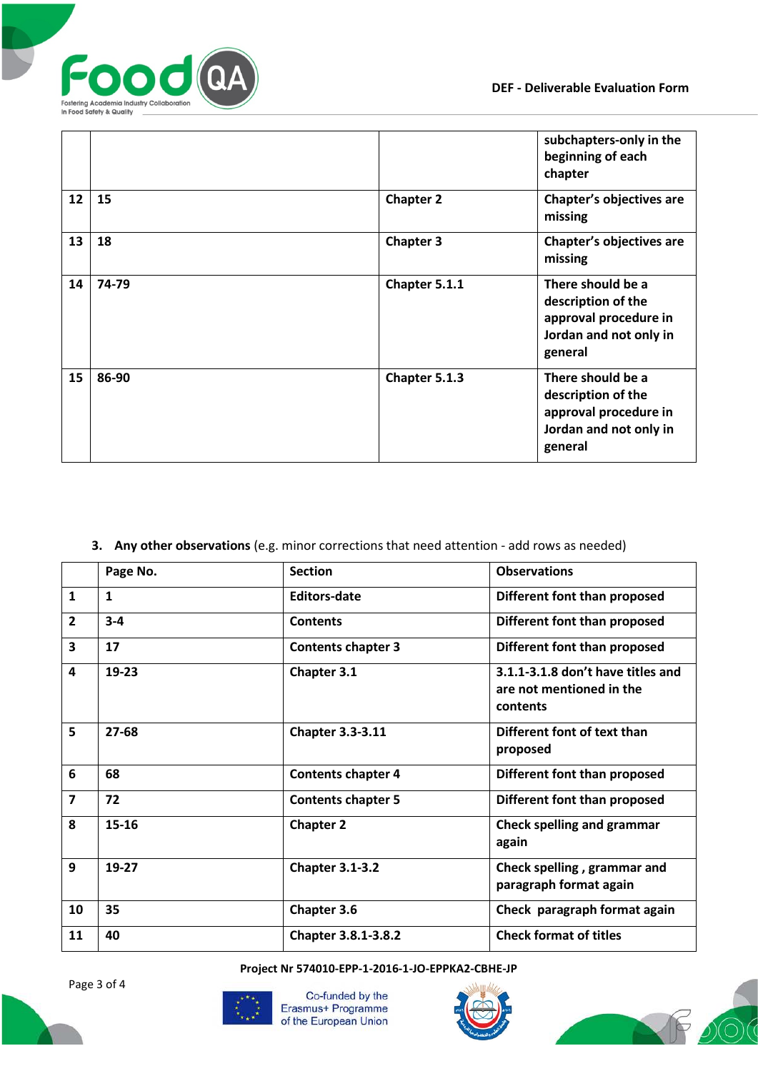|  |  |  | subchapters-only in the beginning of each chapter |
|---|---|---|---|
| 12 | 15 | Chapter 2 | Chapter's objectives are missing |
| 13 | 18 | Chapter 3 | Chapter's objectives are missing |
| 14 | 74-79 | Chapter 5.1.1 | There should be a description of the approval procedure in Jordan and not only in general |
| 15 | 86-90 | Chapter 5.1.3 | There should be a description of the approval procedure in Jordan and not only in general |

3. **Any other observations** (e.g. minor corrections that need attention - add rows as needed)

|  | Page No. | Section | Observations |
|---|---|---|---|
| 1 | 1 | Editors-date | Different font than proposed |
| 2 | 3-4 | Contents | Different font than proposed |
| 3 | 17 | Contents chapter 3 | Different font than proposed |
| 4 | 19-23 | Chapter 3.1 | 3.1.1-3.1.8 don't have titles and are not mentioned in the contents |
| 5 | 27-68 | Chapter 3.3-3.11 | Different font of text than proposed |
| 6 | 68 | Contents chapter 4 | Different font than proposed |
| 7 | 72 | Contents chapter 5 | Different font than proposed |
| 8 | 15-16 | Chapter 2 | Check spelling and grammar again |
| 9 | 19-27 | Chapter 3.1-3.2 | Check spelling , grammar and paragraph format again |
| 10 | 35 | Chapter 3.6 | Check paragraph format again |
| 11 | 40 | Chapter 3.8.1-3.8.2 | Check format of titles |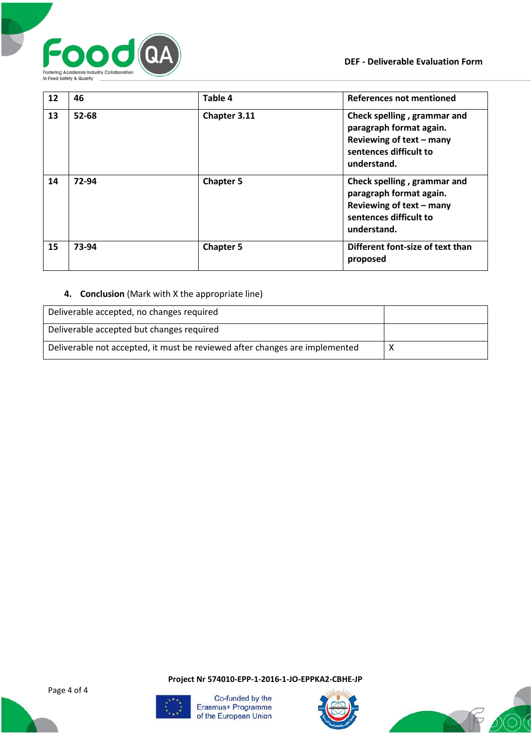| | | | |
|---|---|---|---|
| **12** | **46** | **Table 4** | **References not mentioned** |
| **13** | **52-68** | **Chapter 3.11** | **Check spelling , grammar and paragraph format again. Reviewing of text – many sentences difficult to understand.** |
| **14** | **72-94** | **Chapter 5** | **Check spelling , grammar and paragraph format again. Reviewing of text – many sentences difficult to understand.** |
| **15** | **73-94** | **Chapter 5** | **Different font-size of text than proposed** |

4. **Conclusion** (Mark with X the appropriate line)

| | |
|---|---|
| Deliverable accepted, no changes required | |
| Deliverable accepted but changes required | |
| Deliverable not accepted, it must be reviewed after changes are implemented | X |

**Project Nr 574010-EPP-1-2016-1-JO-EPPKA2-CBHE-JP**

Co-funded by the Erasmus+ Programme of the European Union